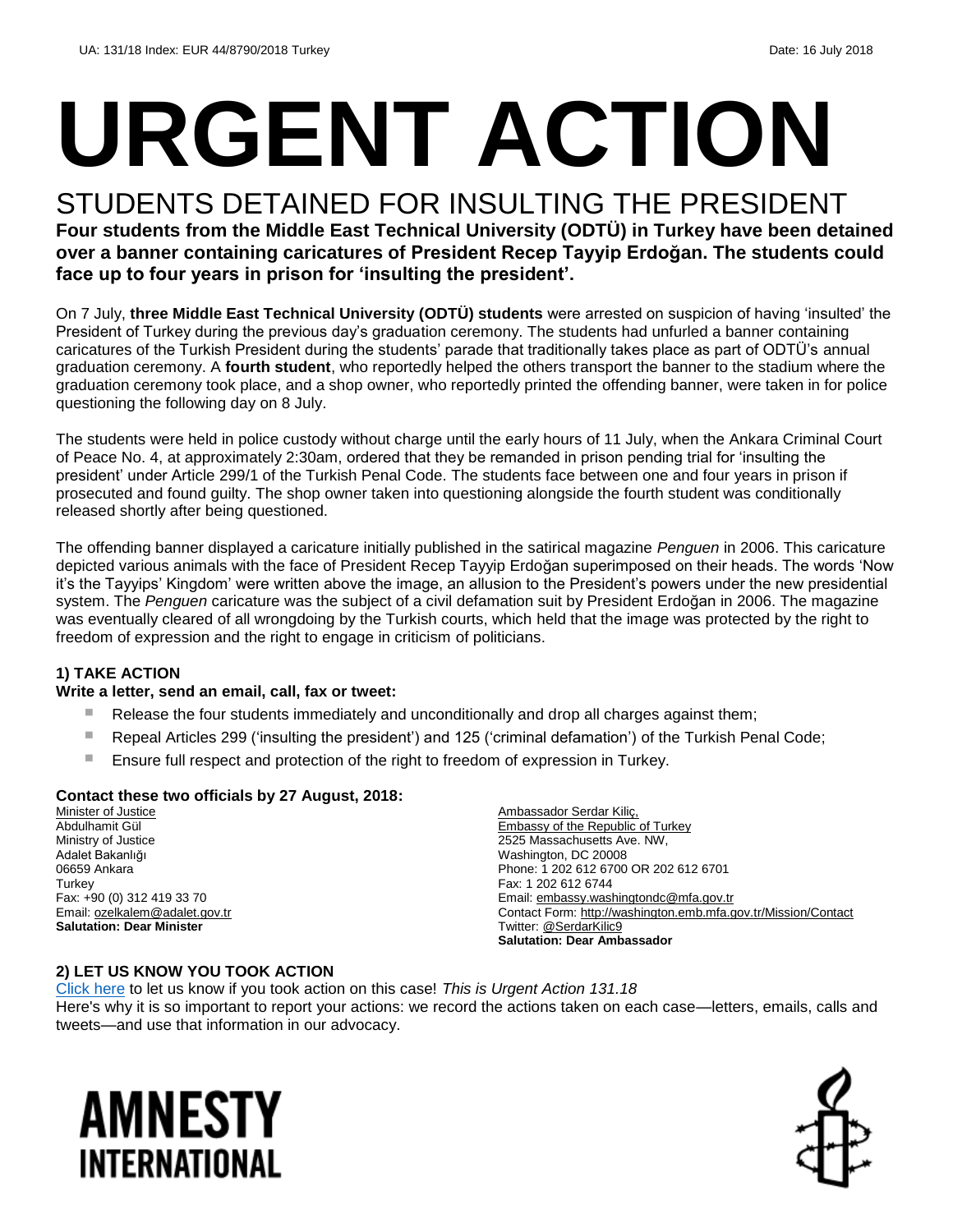UA: 131/18 Index: EUR 44/8790/2018 Turkey Date: 16 July 2018

# URGENT ACTION

## STUDENTS DETAINED FOR INSULTING THE PRESIDENT

**Four students from the Middle East Technical University (ODTÜ) in Turkey have been detained over a banner containing caricatures of President Recep Tayyip Erdoğan. The students could face up to four years in prison for 'insulting the president'.**

On 7 July, **three Middle East Technical University (ODTÜ) students** were arrested on suspicion of having 'insulted' the President of Turkey during the previous day's graduation ceremony. The students had unfurled a banner containing caricatures of the Turkish President during the students' parade that traditionally takes place as part of ODTÜ's annual graduation ceremony. A **fourth student**, who reportedly helped the others transport the banner to the stadium where the graduation ceremony took place, and a shop owner, who reportedly printed the offending banner, were taken in for police questioning the following day on 8 July.

The students were held in police custody without charge until the early hours of 11 July, when the Ankara Criminal Court of Peace No. 4, at approximately 2:30am, ordered that they be remanded in prison pending trial for 'insulting the president' under Article 299/1 of the Turkish Penal Code. The students face between one and four years in prison if prosecuted and found guilty. The shop owner taken into questioning alongside the fourth student was conditionally released shortly after being questioned.

The offending banner displayed a caricature initially published in the satirical magazine *Penguen* in 2006. This caricature depicted various animals with the face of President Recep Tayyip Erdoğan superimposed on their heads. The words 'Now it's the Tayyips' Kingdom' were written above the image, an allusion to the President's powers under the new presidential system. The *Penguen* caricature was the subject of a civil defamation suit by President Erdoğan in 2006. The magazine was eventually cleared of all wrongdoing by the Turkish courts, which held that the image was protected by the right to freedom of expression and the right to engage in criticism of politicians.

### 1) TAKE ACTION

**Write a letter, send an email, call, fax or tweet:**

- Release the four students immediately and unconditionally and drop all charges against them;
- Repeal Articles 299 ('insulting the president') and 125 ('criminal defamation') of the Turkish Penal Code;
- Ensure full respect and protection of the right to freedom of expression in Turkey.

**Contact these two officials by 27 August, 2018:**

Minister of Justice
Abdulhamit Gül
Ministry of Justice
Adalet Bakanlığı
06659 Ankara
Turkey
Fax: +90 (0) 312 419 33 70
Email: ozelkalem@adalet.gov.tr
**Salutation: Dear Minister**

Ambassador Serdar Kiliç,
Embassy of the Republic of Turkey
2525 Massachusetts Ave. NW,
Washington, DC 20008
Phone: 1 202 612 6700 OR 202 612 6701
Fax: 1 202 612 6744
Email: embassy.washingtondc@mfa.gov.tr
Contact Form: http://washington.emb.mfa.gov.tr/Mission/Contact
Twitter: @SerdarKilic9
**Salutation: Dear Ambassador**

### 2) LET US KNOW YOU TOOK ACTION

Click here to let us know if you took action on this case! *This is Urgent Action 131.18*
Here's why it is so important to report your actions: we record the actions taken on each case—letters, emails, calls and tweets—and use that information in our advocacy.

AMNESTY INTERNATIONAL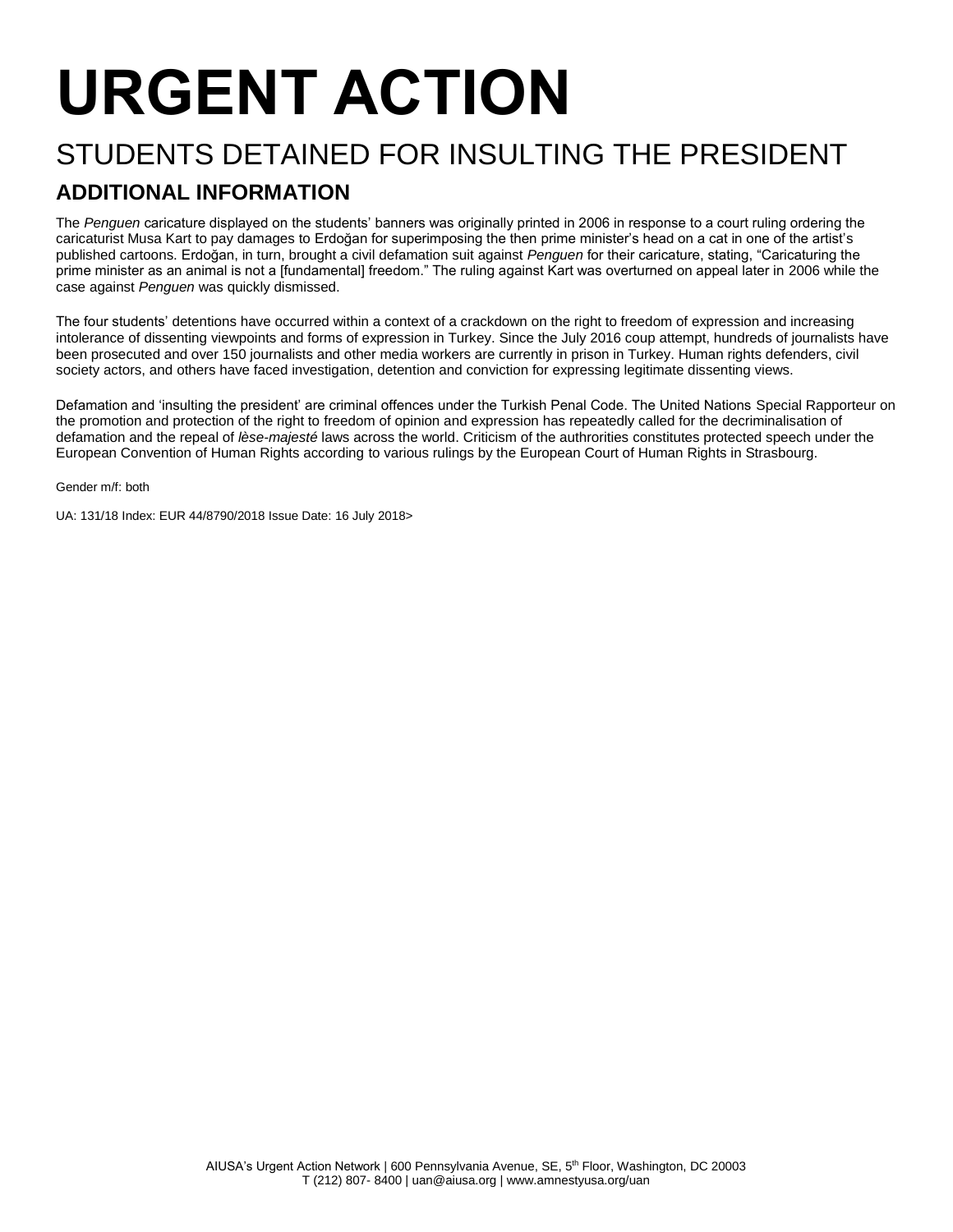# URGENT ACTION

## STUDENTS DETAINED FOR INSULTING THE PRESIDENT

### ADDITIONAL INFORMATION

The *Penguen* caricature displayed on the students' banners was originally printed in 2006 in response to a court ruling ordering the caricaturist Musa Kart to pay damages to Erdoğan for superimposing the then prime minister's head on a cat in one of the artist's published cartoons. Erdoğan, in turn, brought a civil defamation suit against *Penguen* for their caricature, stating, "Caricaturing the prime minister as an animal is not a [fundamental] freedom." The ruling against Kart was overturned on appeal later in 2006 while the case against *Penguen* was quickly dismissed.

The four students' detentions have occurred within a context of a crackdown on the right to freedom of expression and increasing intolerance of dissenting viewpoints and forms of expression in Turkey. Since the July 2016 coup attempt, hundreds of journalists have been prosecuted and over 150 journalists and other media workers are currently in prison in Turkey. Human rights defenders, civil society actors, and others have faced investigation, detention and conviction for expressing legitimate dissenting views.

Defamation and 'insulting the president' are criminal offences under the Turkish Penal Code. The United Nations Special Rapporteur on the promotion and protection of the right to freedom of opinion and expression has repeatedly called for the decriminalisation of defamation and the repeal of *lèse-majesté* laws across the world. Criticism of the authrorities constitutes protected speech under the European Convention of Human Rights according to various rulings by the European Court of Human Rights in Strasbourg.

Gender m/f: both

UA: 131/18 Index: EUR 44/8790/2018 Issue Date: 16 July 2018>

AIUSA's Urgent Action Network | 600 Pennsylvania Avenue, SE, 5th Floor, Washington, DC 20003
T (212) 807- 8400 | uan@aiusa.org | www.amnestyusa.org/uan